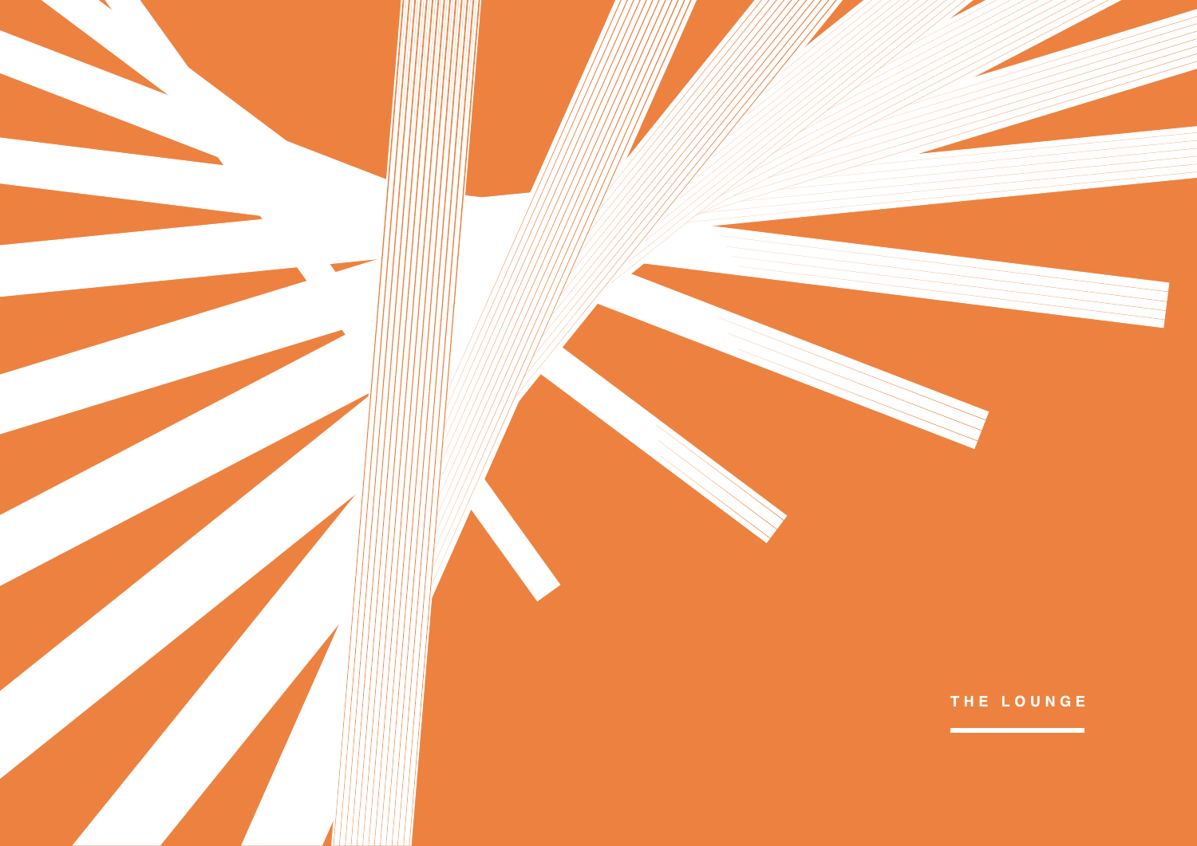# THE LOUNGE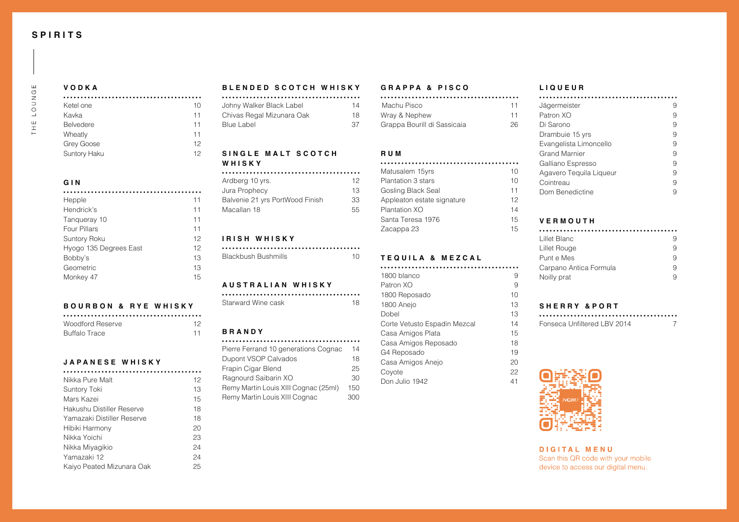# SPIRITS

THE LOUNGE

## VODKA

| | |
|---|---|
| Ketel one | 10 |
| Kavka | 11 |
| Belvedere | 11 |
| Wheatly | 11 |
| Grey Goose | 12 |
| Suntory Haku | 12 |

## GIN

| | |
|---|---|
| Hepple | 11 |
| Hendrick's | 11 |
| Tanqueray 10 | 11 |
| Four Pillars | 11 |
| Suntory Roku | 12 |
| Hyogo 135 Degrees East | 12 |
| Bobby's | 13 |
| Geometric | 13 |
| Monkey 47 | 15 |

## BOURBON & RYE WHISKY

| | |
|---|---|
| Woodford Reserve | 12 |
| Buffalo Trace | 11 |

## JAPANESE WHISKY

| | |
|---|---|
| Nikka Pure Malt | 12 |
| Suntory Toki | 13 |
| Mars Kazei | 15 |
| Hakushu Distiller Reserve | 18 |
| Yamazaki Distiller Reserve | 18 |
| Hibiki Harmony | 20 |
| Nikka Yoichi | 23 |
| Nikka Miyagikio | 24 |
| Yamazaki 12 | 24 |
| Kaiyo Peated Mizunara Oak | 25 |

## BLENDED SCOTCH WHISKY

| | |
|---|---|
| Johny Walker Black Label | 14 |
| Chivas Regal Mizunara Oak | 18 |
| Blue Label | 37 |

## SINGLE MALT SCOTCH WHISKY

| | |
|---|---|
| Ardberg 10 yrs. | 12 |
| Jura Prophecy | 13 |
| Balvenie 21 yrs PortWood Finish | 33 |
| Macallan 18 | 55 |

## IRISH WHISKY

| | |
|---|---|
| Blackbush Bushmills | 10 |

## AUSTRALIAN WHISKY

| | |
|---|---|
| Starward Wine cask | 18 |

## BRANDY

| | |
|---|---|
| Pierre Ferrand 10 generations Cognac | 14 |
| Dupont VSOP Calvados | 18 |
| Frapin Cigar Blend | 25 |
| Ragnourd Saibarin XO | 30 |
| Remy Martin Louis XIII Cognac (25ml) | 150 |
| Remy Martin Louis XIII Cognac | 300 |

## GRAPPA & PISCO

| | |
|---|---|
| Machu Pisco | 11 |
| Wray & Nephew | 11 |
| Grappa Bourill di Sassicaia | 26 |

## RUM

| | |
|---|---|
| Matusalem 15yrs | 10 |
| Plantation 3 stars | 10 |
| Gosling Black Seal | 11 |
| Appleaton estate signature | 12 |
| Plantation XO | 14 |
| Santa Teresa 1976 | 15 |
| Zacappa 23 | 15 |

## TEQUILA & MEZCAL

| | |
|---|---|
| 1800 blanco | 9 |
| Patron XO | 9 |
| 1800 Reposado | 10 |
| 1800 Anejo | 13 |
| Dobel | 13 |
| Corte Vetusto Espadin Mezcal | 14 |
| Casa Amigos Plata | 15 |
| Casa Amigos Reposado | 18 |
| G4 Reposado | 19 |
| Casa Amigos Anejo | 20 |
| Coyote | 22 |
| Don Julio 1942 | 41 |

## LIQUEUR

| | |
|---|---|
| Jägermeister | 9 |
| Patron XO | 9 |
| Di Sarono | 9 |
| Drambuie 15 yrs | 9 |
| Evangelista Limoncello | 9 |
| Grand Marnier | 9 |
| Galliano Espresso | 9 |
| Agavero Tequila Liqueur | 9 |
| Cointreau | 9 |
| Dom Benedictine | 9 |

## VERMOUTH

| | |
|---|---|
| Lillet Blanc | 9 |
| Lillet Rouge | 9 |
| Punt e Mes | 9 |
| Carpano Antica Formula | 9 |
| Noilly prat | 9 |

## SHERRY &PORT

| | |
|---|---|
| Fonseca Unfiltered LBV 2014 | 7 |

NOBU

**DIGITAL MENU**
Scan this QR code with your mobile device to access our digital menu.